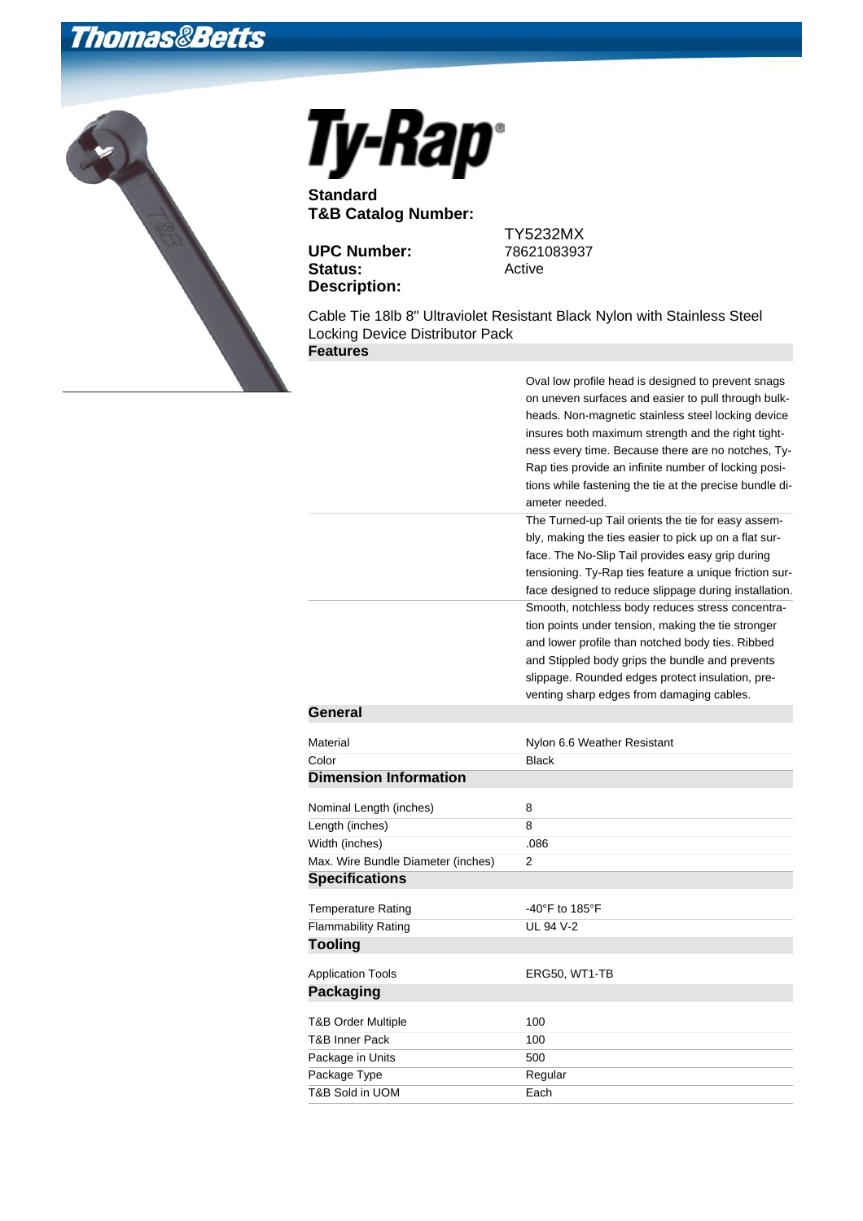Thomas&Betts

# Ty-Rap®

**Standard**

| | |
|---|---|
| **T&B Catalog Number:** | TY5232MX |
| **UPC Number:** | 78621083937 |
| **Status:** | Active |
| **Description:** | |

Cable Tie 18lb 8" Ultraviolet Resistant Black Nylon with Stainless Steel Locking Device Distributor Pack

## Features

Oval low profile head is designed to prevent snags on uneven surfaces and easier to pull through bulkheads. Non-magnetic stainless steel locking device insures both maximum strength and the right tightness every time. Because there are no notches, Ty-Rap ties provide an infinite number of locking positions while fastening the tie at the precise bundle diameter needed.

The Turned-up Tail orients the tie for easy assembly, making the ties easier to pick up on a flat surface. The No-Slip Tail provides easy grip during tensioning. Ty-Rap ties feature a unique friction surface designed to reduce slippage during installation.

Smooth, notchless body reduces stress concentration points under tension, making the tie stronger and lower profile than notched body ties. Ribbed and Stippled body grips the bundle and prevents slippage. Rounded edges protect insulation, preventing sharp edges from damaging cables.

## General

| | |
|---|---|
| Material | Nylon 6.6 Weather Resistant |
| Color | Black |

## Dimension Information

| | |
|---|---|
| Nominal Length (inches) | 8 |
| Length (inches) | 8 |
| Width (inches) | .086 |
| Max. Wire Bundle Diameter (inches) | 2 |

## Specifications

| | |
|---|---|
| Temperature Rating | -40°F to 185°F |
| Flammability Rating | UL 94 V-2 |

## Tooling

| | |
|---|---|
| Application Tools | ERG50, WT1-TB |

## Packaging

| | |
|---|---|
| T&B Order Multiple | 100 |
| T&B Inner Pack | 100 |
| Package in Units | 500 |
| Package Type | Regular |
| T&B Sold in UOM | Each |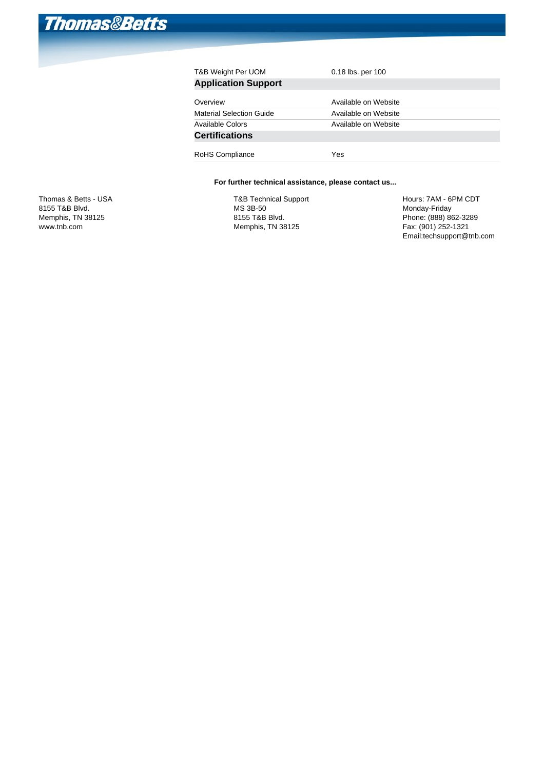| | |
|---|---|
| T&B Weight Per UOM | 0.18 lbs. per 100 |

## Application Support

| | |
|---|---|
| Overview | Available on Website |
| Material Selection Guide | Available on Website |
| Available Colors | Available on Website |

## Certifications

| | |
|---|---|
| RoHS Compliance | Yes |

**For further technical assistance, please contact us...**

Thomas & Betts - USA
8155 T&B Blvd.
Memphis, TN 38125
www.tnb.com

T&B Technical Support
MS 3B-50
8155 T&B Blvd.
Memphis, TN 38125

Hours: 7AM - 6PM CDT
Monday-Friday
Phone: (888) 862-3289
Fax: (901) 252-1321
Email:techsupport@tnb.com